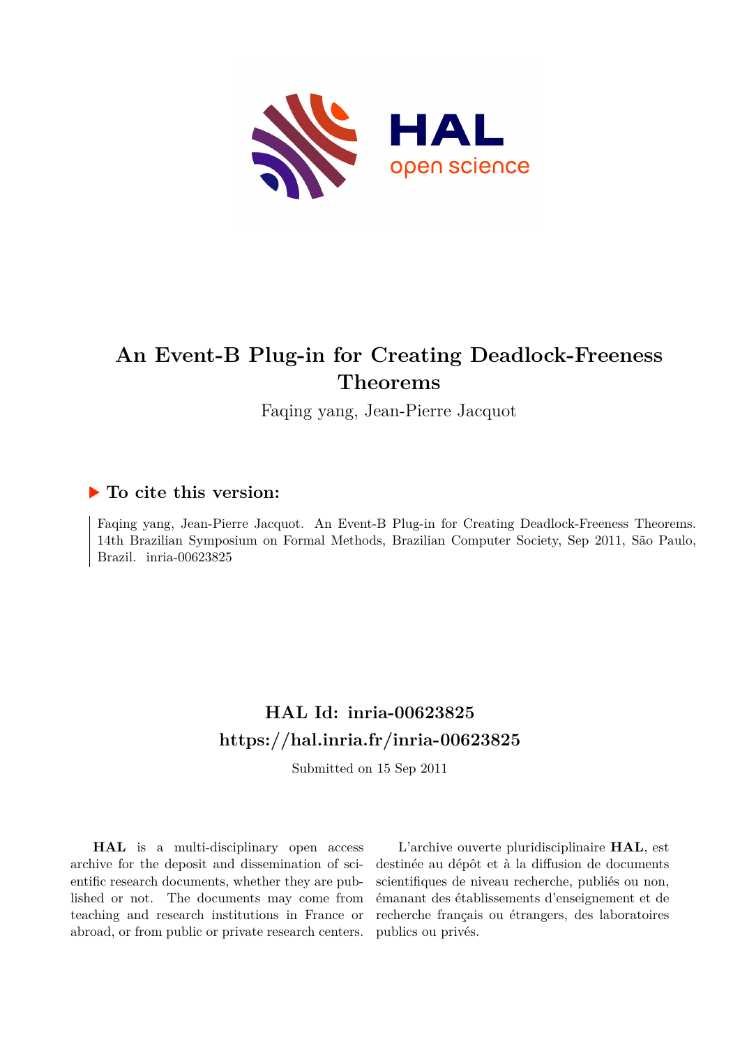# An Event-B Plug-in for Creating Deadlock-Freeness Theorems

Faqing yang, Jean-Pierre Jacquot

### ▶ To cite this version:

Faqing yang, Jean-Pierre Jacquot. An Event-B Plug-in for Creating Deadlock-Freeness Theorems. 14th Brazilian Symposium on Formal Methods, Brazilian Computer Society, Sep 2011, São Paulo, Brazil. inria-00623825

## HAL Id: inria-00623825
## https://hal.inria.fr/inria-00623825

Submitted on 15 Sep 2011

**HAL** is a multi-disciplinary open access archive for the deposit and dissemination of scientific research documents, whether they are published or not. The documents may come from teaching and research institutions in France or abroad, or from public or private research centers.

L'archive ouverte pluridisciplinaire **HAL**, est destinée au dépôt et à la diffusion de documents scientifiques de niveau recherche, publiés ou non, émanant des établissements d'enseignement et de recherche français ou étrangers, des laboratoires publics ou privés.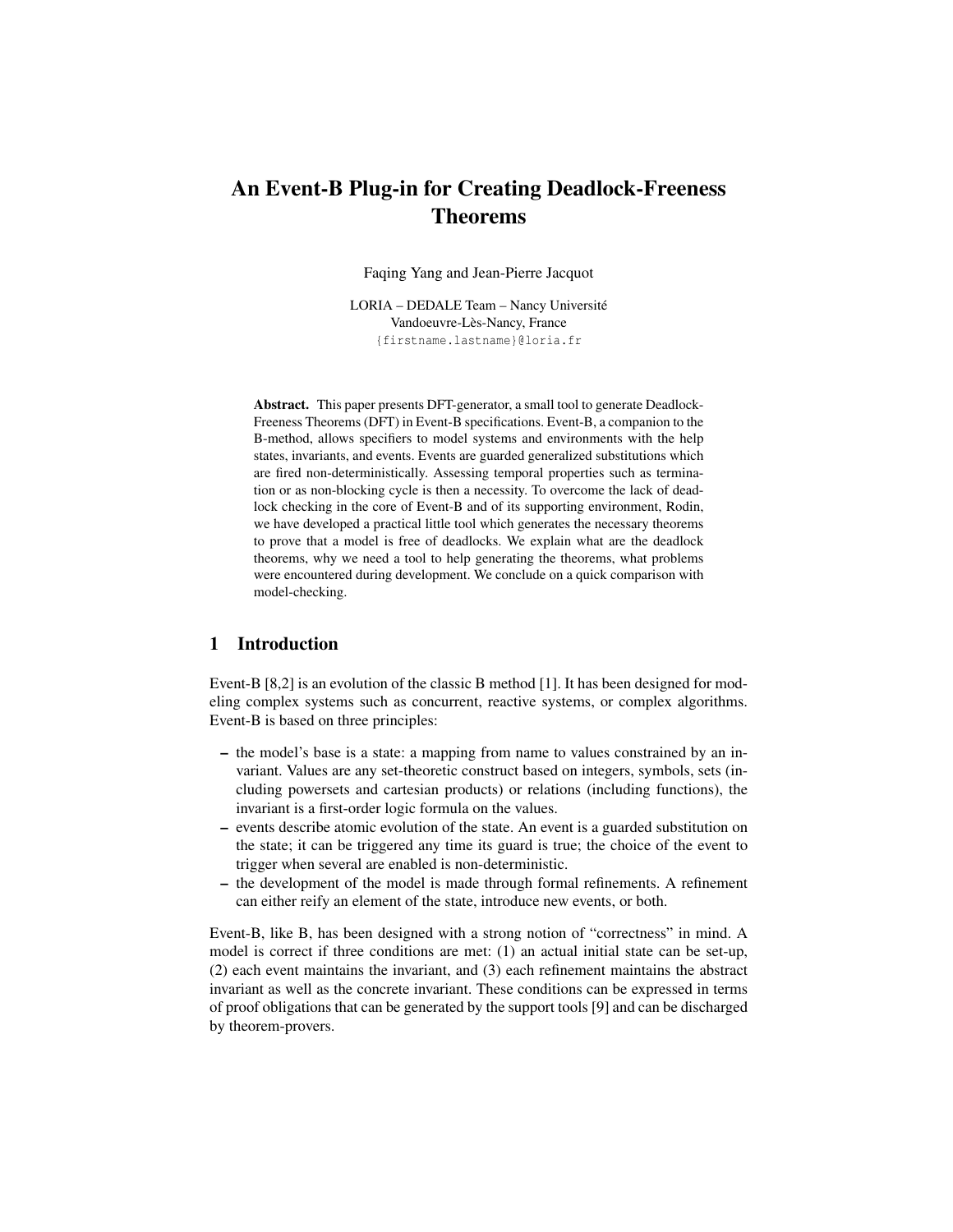# An Event-B Plug-in for Creating Deadlock-Freeness Theorems

Faqing Yang and Jean-Pierre Jacquot

LORIA – DEDALE Team – Nancy Université
Vandoeuvre-Lès-Nancy, France
{firstname.lastname}@loria.fr

**Abstract.** This paper presents DFT-generator, a small tool to generate Deadlock-Freeness Theorems (DFT) in Event-B specifications. Event-B, a companion to the B-method, allows specifiers to model systems and environments with the help states, invariants, and events. Events are guarded generalized substitutions which are fired non-deterministically. Assessing temporal properties such as termination or as non-blocking cycle is then a necessity. To overcome the lack of deadlock checking in the core of Event-B and of its supporting environment, Rodin, we have developed a practical little tool which generates the necessary theorems to prove that a model is free of deadlocks. We explain what are the deadlock theorems, why we need a tool to help generating the theorems, what problems were encountered during development. We conclude on a quick comparison with model-checking.

## 1 Introduction

Event-B [8,2] is an evolution of the classic B method [1]. It has been designed for modeling complex systems such as concurrent, reactive systems, or complex algorithms. Event-B is based on three principles:

- the model's base is a state: a mapping from name to values constrained by an invariant. Values are any set-theoretic construct based on integers, symbols, sets (including powersets and cartesian products) or relations (including functions), the invariant is a first-order logic formula on the values.
- events describe atomic evolution of the state. An event is a guarded substitution on the state; it can be triggered any time its guard is true; the choice of the event to trigger when several are enabled is non-deterministic.
- the development of the model is made through formal refinements. A refinement can either reify an element of the state, introduce new events, or both.

Event-B, like B, has been designed with a strong notion of "correctness" in mind. A model is correct if three conditions are met: (1) an actual initial state can be set-up, (2) each event maintains the invariant, and (3) each refinement maintains the abstract invariant as well as the concrete invariant. These conditions can be expressed in terms of proof obligations that can be generated by the support tools [9] and can be discharged by theorem-provers.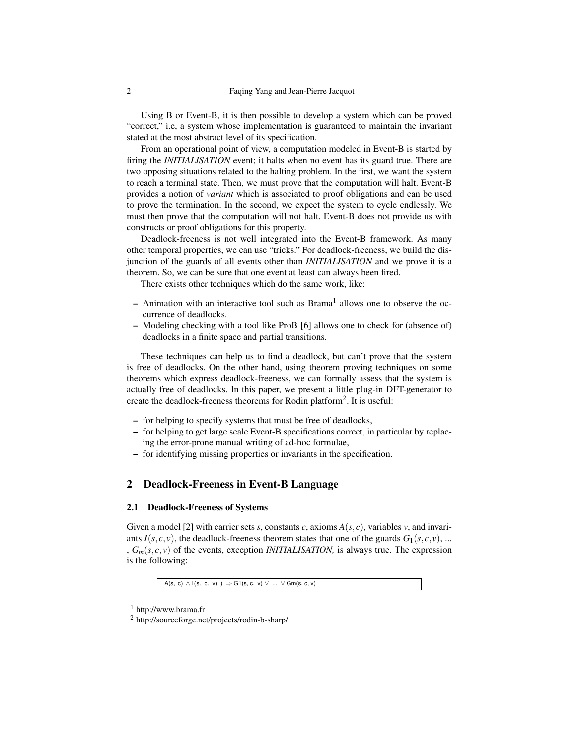Using B or Event-B, it is then possible to develop a system which can be proved "correct," i.e, a system whose implementation is guaranteed to maintain the invariant stated at the most abstract level of its specification.

From an operational point of view, a computation modeled in Event-B is started by firing the *INITIALISATION* event; it halts when no event has its guard true. There are two opposing situations related to the halting problem. In the first, we want the system to reach a terminal state. Then, we must prove that the computation will halt. Event-B provides a notion of *variant* which is associated to proof obligations and can be used to prove the termination. In the second, we expect the system to cycle endlessly. We must then prove that the computation will not halt. Event-B does not provide us with constructs or proof obligations for this property.

Deadlock-freeness is not well integrated into the Event-B framework. As many other temporal properties, we can use "tricks." For deadlock-freeness, we build the disjunction of the guards of all events other than *INITIALISATION* and we prove it is a theorem. So, we can be sure that one event at least can always been fired.

There exists other techniques which do the same work, like:

- Animation with an interactive tool such as Brama[1] allows one to observe the occurrence of deadlocks.
- Modeling checking with a tool like ProB [6] allows one to check for (absence of) deadlocks in a finite space and partial transitions.

These techniques can help us to find a deadlock, but can't prove that the system is free of deadlocks. On the other hand, using theorem proving techniques on some theorems which express deadlock-freeness, we can formally assess that the system is actually free of deadlocks. In this paper, we present a little plug-in DFT-generator to create the deadlock-freeness theorems for Rodin platform[2]. It is useful:

- for helping to specify systems that must be free of deadlocks,
- for helping to get large scale Event-B specifications correct, in particular by replacing the error-prone manual writing of ad-hoc formulae,
- for identifying missing properties or invariants in the specification.

## 2 Deadlock-Freeness in Event-B Language

### 2.1 Deadlock-Freeness of Systems

Given a model [2] with carrier sets $s$, constants $c$, axioms $A(s,c)$, variables $v$, and invariants $I(s,c,v)$, the deadlock-freeness theorem states that one of the guards $G_1(s,c,v)$, ... , $G_m(s,c,v)$ of the events, exception *INITIALISATION,* is always true. The expression is the following:

```
A(s, c) ∧ I(s, c, v) ) ⇒ G1(s, c, v) ∨ ... ∨ Gm(s, c, v)
```

[1] http://www.brama.fr

[2] http://sourceforge.net/projects/rodin-b-sharp/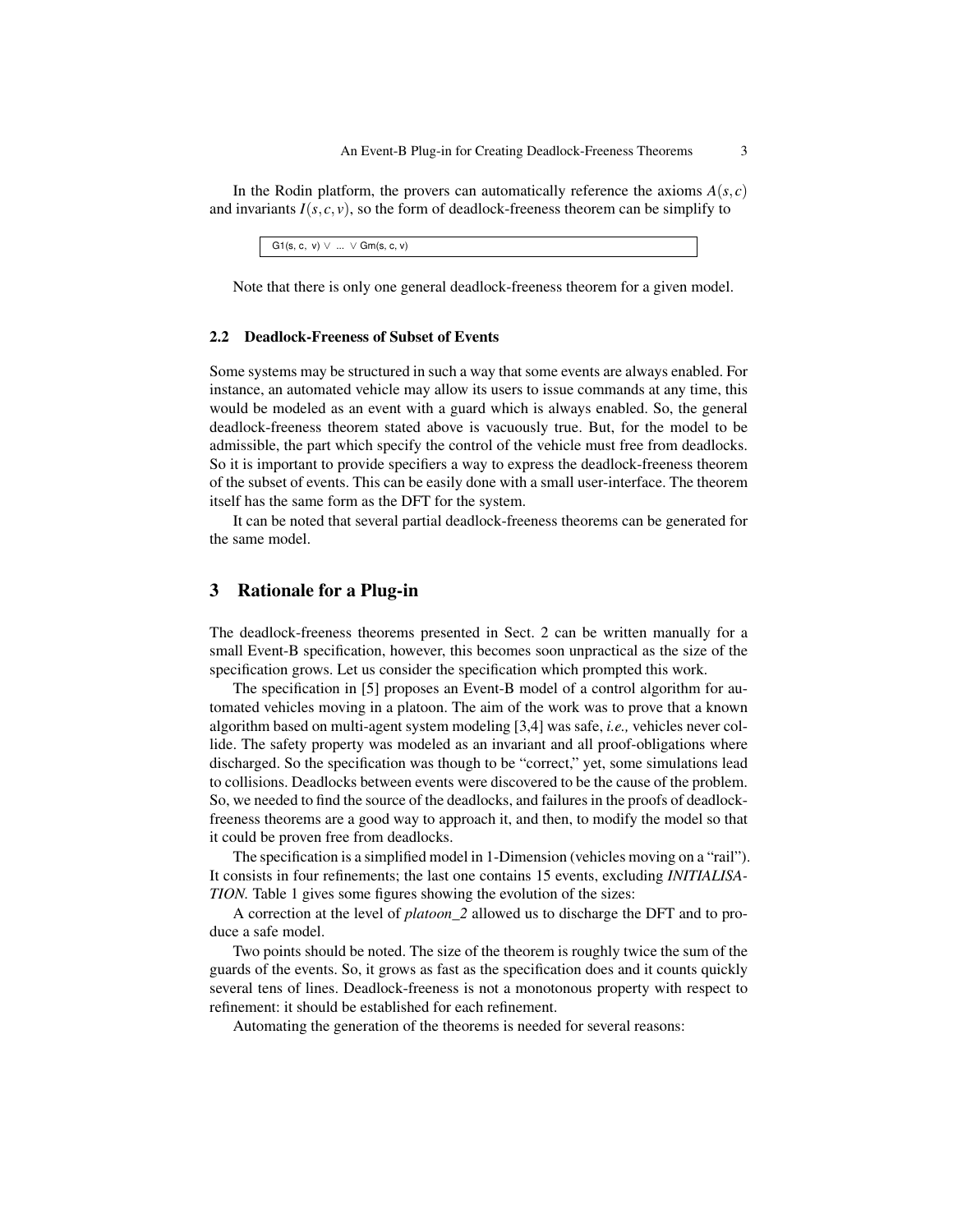In the Rodin platform, the provers can automatically reference the axioms $A(s,c)$ and invariants $I(s,c,v)$, so the form of deadlock-freeness theorem can be simplify to

```
G1(s, c, v) ∨ ... ∨ Gm(s, c, v)
```

Note that there is only one general deadlock-freeness theorem for a given model.

### 2.2 Deadlock-Freeness of Subset of Events

Some systems may be structured in such a way that some events are always enabled. For instance, an automated vehicle may allow its users to issue commands at any time, this would be modeled as an event with a guard which is always enabled. So, the general deadlock-freeness theorem stated above is vacuously true. But, for the model to be admissible, the part which specify the control of the vehicle must free from deadlocks. So it is important to provide specifiers a way to express the deadlock-freeness theorem of the subset of events. This can be easily done with a small user-interface. The theorem itself has the same form as the DFT for the system.

It can be noted that several partial deadlock-freeness theorems can be generated for the same model.

## 3 Rationale for a Plug-in

The deadlock-freeness theorems presented in Sect. 2 can be written manually for a small Event-B specification, however, this becomes soon unpractical as the size of the specification grows. Let us consider the specification which prompted this work.

The specification in [5] proposes an Event-B model of a control algorithm for automated vehicles moving in a platoon. The aim of the work was to prove that a known algorithm based on multi-agent system modeling [3,4] was safe, *i.e.,* vehicles never collide. The safety property was modeled as an invariant and all proof-obligations where discharged. So the specification was though to be "correct," yet, some simulations lead to collisions. Deadlocks between events were discovered to be the cause of the problem. So, we needed to find the source of the deadlocks, and failures in the proofs of deadlock-freeness theorems are a good way to approach it, and then, to modify the model so that it could be proven free from deadlocks.

The specification is a simplified model in 1-Dimension (vehicles moving on a "rail"). It consists in four refinements; the last one contains 15 events, excluding *INITIALISATION*. Table 1 gives some figures showing the evolution of the sizes:

A correction at the level of *platoon_2* allowed us to discharge the DFT and to produce a safe model.

Two points should be noted. The size of the theorem is roughly twice the sum of the guards of the events. So, it grows as fast as the specification does and it counts quickly several tens of lines. Deadlock-freeness is not a monotonous property with respect to refinement: it should be established for each refinement.

Automating the generation of the theorems is needed for several reasons: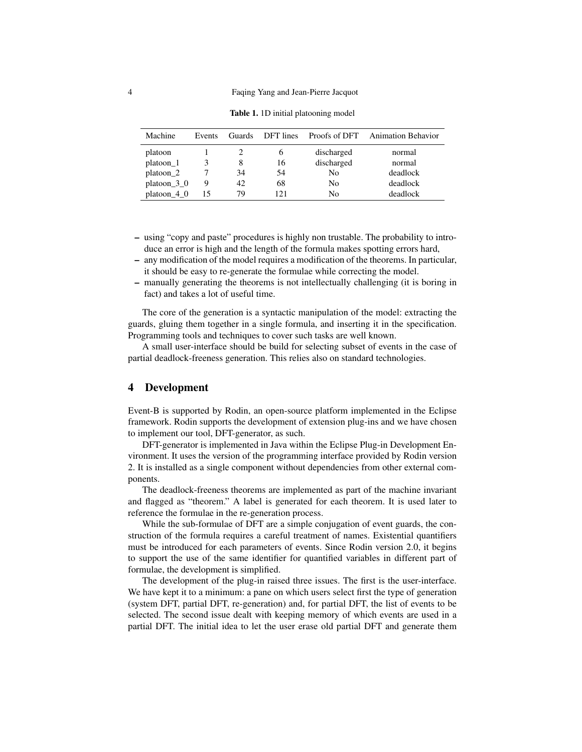**Table 1.** 1D initial platooning model

| Machine | Events | Guards | DFT lines | Proofs of DFT | Animation Behavior |
|---|---|---|---|---|---|
| platoon | 1 | 2 | 6 | discharged | normal |
| platoon_1 | 3 | 8 | 16 | discharged | normal |
| platoon_2 | 7 | 34 | 54 | No | deadlock |
| platoon_3_0 | 9 | 42 | 68 | No | deadlock |
| platoon_4_0 | 15 | 79 | 121 | No | deadlock |

- using "copy and paste" procedures is highly non trustable. The probability to introduce an error is high and the length of the formula makes spotting errors hard,
- any modification of the model requires a modification of the theorems. In particular, it should be easy to re-generate the formulae while correcting the model.
- manually generating the theorems is not intellectually challenging (it is boring in fact) and takes a lot of useful time.

The core of the generation is a syntactic manipulation of the model: extracting the guards, gluing them together in a single formula, and inserting it in the specification. Programming tools and techniques to cover such tasks are well known.

A small user-interface should be build for selecting subset of events in the case of partial deadlock-freeness generation. This relies also on standard technologies.

## 4 Development

Event-B is supported by Rodin, an open-source platform implemented in the Eclipse framework. Rodin supports the development of extension plug-ins and we have chosen to implement our tool, DFT-generator, as such.

DFT-generator is implemented in Java within the Eclipse Plug-in Development Environment. It uses the version of the programming interface provided by Rodin version 2. It is installed as a single component without dependencies from other external components.

The deadlock-freeness theorems are implemented as part of the machine invariant and flagged as "theorem." A label is generated for each theorem. It is used later to reference the formulae in the re-generation process.

While the sub-formulae of DFT are a simple conjugation of event guards, the construction of the formula requires a careful treatment of names. Existential quantifiers must be introduced for each parameters of events. Since Rodin version 2.0, it begins to support the use of the same identifier for quantified variables in different part of formulae, the development is simplified.

The development of the plug-in raised three issues. The first is the user-interface. We have kept it to a minimum: a pane on which users select first the type of generation (system DFT, partial DFT, re-generation) and, for partial DFT, the list of events to be selected. The second issue dealt with keeping memory of which events are used in a partial DFT. The initial idea to let the user erase old partial DFT and generate them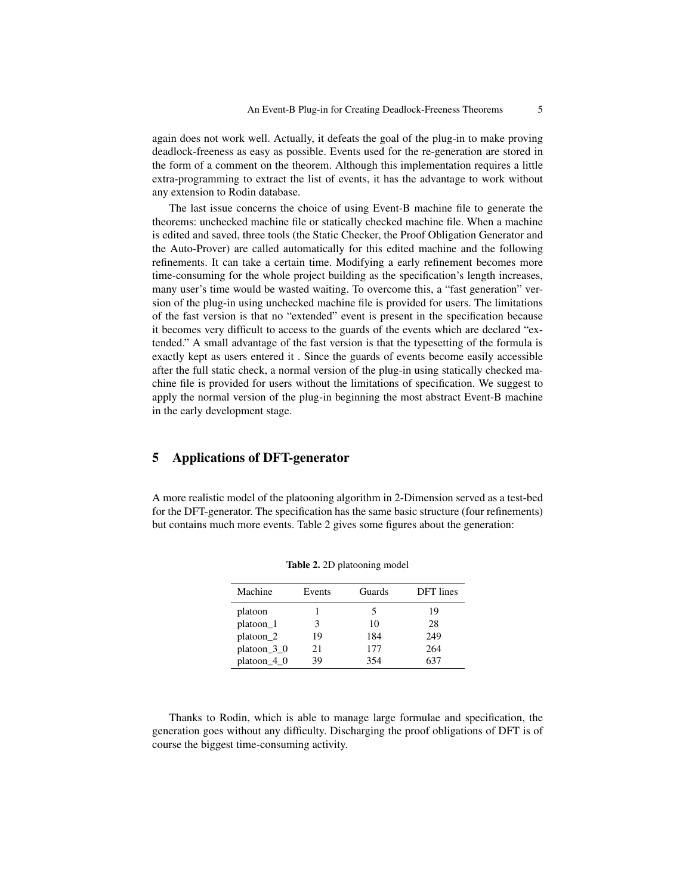again does not work well. Actually, it defeats the goal of the plug-in to make proving deadlock-freeness as easy as possible. Events used for the re-generation are stored in the form of a comment on the theorem. Although this implementation requires a little extra-programming to extract the list of events, it has the advantage to work without any extension to Rodin database.

The last issue concerns the choice of using Event-B machine file to generate the theorems: unchecked machine file or statically checked machine file. When a machine is edited and saved, three tools (the Static Checker, the Proof Obligation Generator and the Auto-Prover) are called automatically for this edited machine and the following refinements. It can take a certain time. Modifying a early refinement becomes more time-consuming for the whole project building as the specification's length increases, many user's time would be wasted waiting. To overcome this, a "fast generation" version of the plug-in using unchecked machine file is provided for users. The limitations of the fast version is that no "extended" event is present in the specification because it becomes very difficult to access to the guards of the events which are declared "extended." A small advantage of the fast version is that the typesetting of the formula is exactly kept as users entered it . Since the guards of events become easily accessible after the full static check, a normal version of the plug-in using statically checked machine file is provided for users without the limitations of specification. We suggest to apply the normal version of the plug-in beginning the most abstract Event-B machine in the early development stage.

## 5 Applications of DFT-generator

A more realistic model of the platooning algorithm in 2-Dimension served as a test-bed for the DFT-generator. The specification has the same basic structure (four refinements) but contains much more events. Table 2 gives some figures about the generation:

**Table 2.** 2D platooning model

| Machine | Events | Guards | DFT lines |
|---|---|---|---|
| platoon | 1 | 5 | 19 |
| platoon_1 | 3 | 10 | 28 |
| platoon_2 | 19 | 184 | 249 |
| platoon_3_0 | 21 | 177 | 264 |
| platoon_4_0 | 39 | 354 | 637 |

Thanks to Rodin, which is able to manage large formulae and specification, the generation goes without any difficulty. Discharging the proof obligations of DFT is of course the biggest time-consuming activity.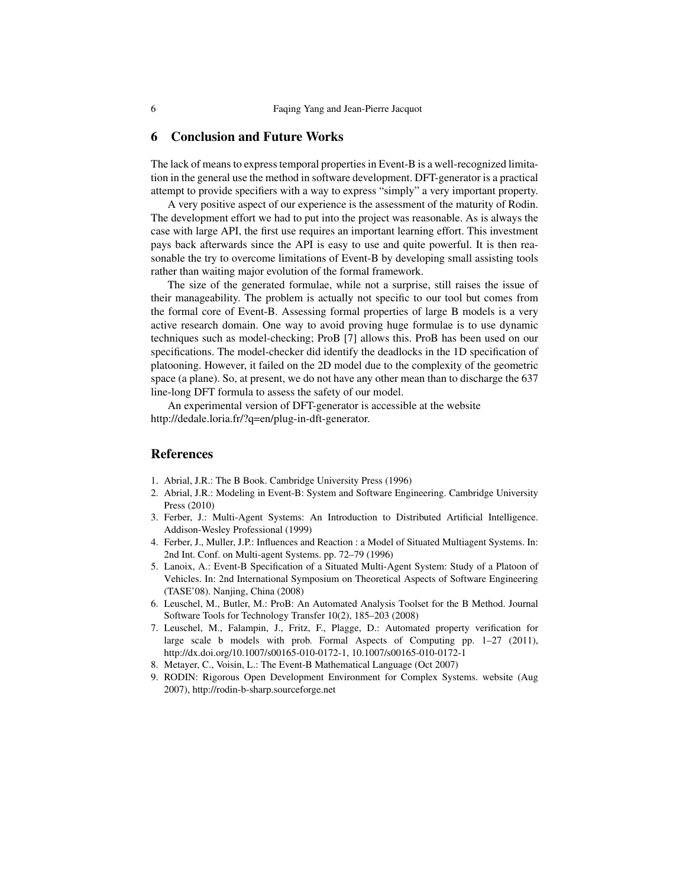## 6 Conclusion and Future Works

The lack of means to express temporal properties in Event-B is a well-recognized limitation in the general use the method in software development. DFT-generator is a practical attempt to provide specifiers with a way to express "simply" a very important property.

A very positive aspect of our experience is the assessment of the maturity of Rodin. The development effort we had to put into the project was reasonable. As is always the case with large API, the first use requires an important learning effort. This investment pays back afterwards since the API is easy to use and quite powerful. It is then reasonable the try to overcome limitations of Event-B by developing small assisting tools rather than waiting major evolution of the formal framework.

The size of the generated formulae, while not a surprise, still raises the issue of their manageability. The problem is actually not specific to our tool but comes from the formal core of Event-B. Assessing formal properties of large B models is a very active research domain. One way to avoid proving huge formulae is to use dynamic techniques such as model-checking; ProB [7] allows this. ProB has been used on our specifications. The model-checker did identify the deadlocks in the 1D specification of platooning. However, it failed on the 2D model due to the complexity of the geometric space (a plane). So, at present, we do not have any other mean than to discharge the 637 line-long DFT formula to assess the safety of our model.

An experimental version of DFT-generator is accessible at the website http://dedale.loria.fr/?q=en/plug-in-dft-generator.

## References

1. Abrial, J.R.: The B Book. Cambridge University Press (1996)
2. Abrial, J.R.: Modeling in Event-B: System and Software Engineering. Cambridge University Press (2010)
3. Ferber, J.: Multi-Agent Systems: An Introduction to Distributed Artificial Intelligence. Addison-Wesley Professional (1999)
4. Ferber, J., Muller, J.P.: Influences and Reaction : a Model of Situated Multiagent Systems. In: 2nd Int. Conf. on Multi-agent Systems. pp. 72–79 (1996)
5. Lanoix, A.: Event-B Specification of a Situated Multi-Agent System: Study of a Platoon of Vehicles. In: 2nd International Symposium on Theoretical Aspects of Software Engineering (TASE'08). Nanjing, China (2008)
6. Leuschel, M., Butler, M.: ProB: An Automated Analysis Toolset for the B Method. Journal Software Tools for Technology Transfer 10(2), 185–203 (2008)
7. Leuschel, M., Falampin, J., Fritz, F., Plagge, D.: Automated property verification for large scale b models with prob. Formal Aspects of Computing pp. 1–27 (2011), http://dx.doi.org/10.1007/s00165-010-0172-1, 10.1007/s00165-010-0172-1
8. Metayer, C., Voisin, L.: The Event-B Mathematical Language (Oct 2007)
9. RODIN: Rigorous Open Development Environment for Complex Systems. website (Aug 2007), http://rodin-b-sharp.sourceforge.net